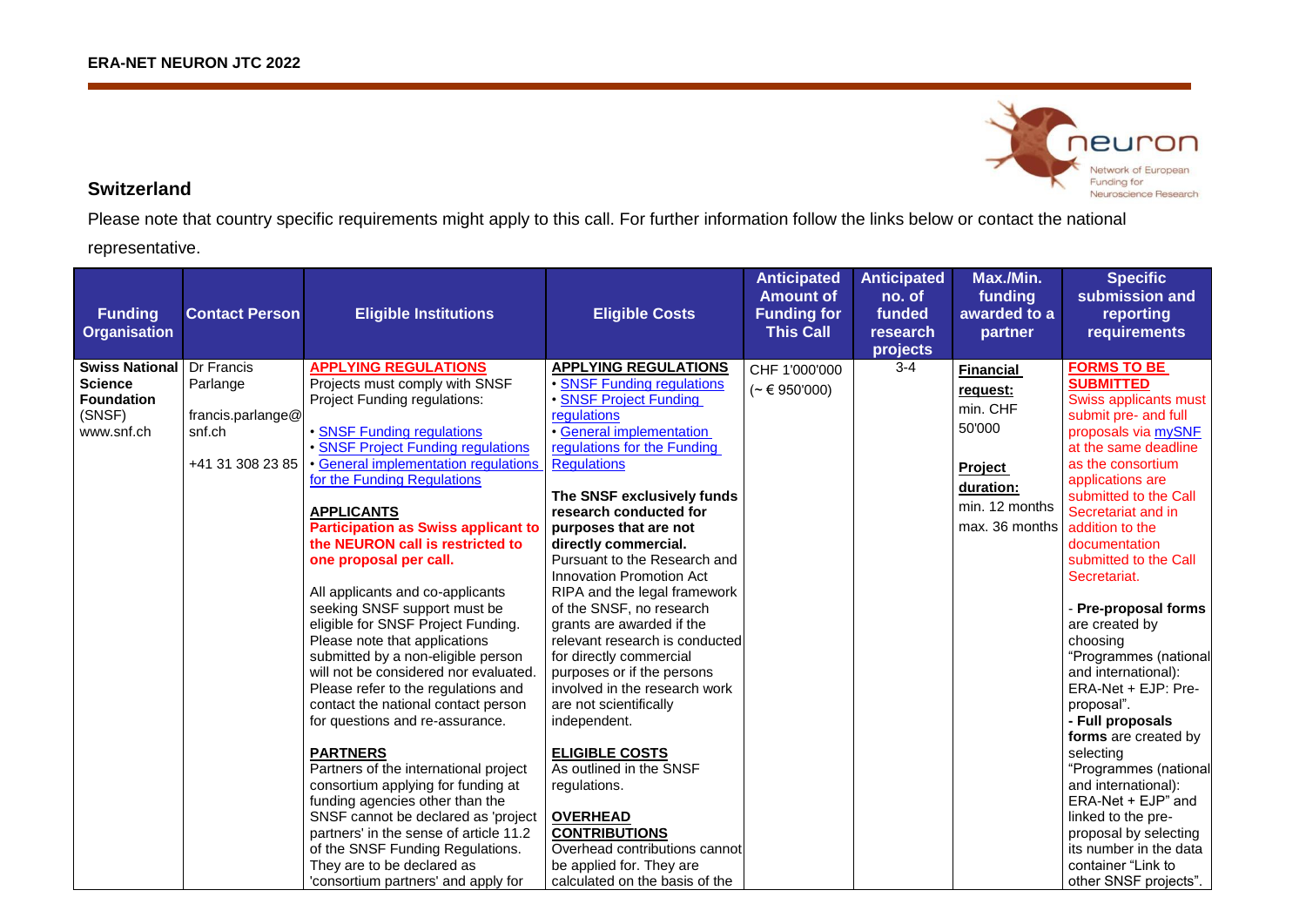**ERA-NET NEURON JTC 2022**

## Switzerland

Please note that country specific requirements might apply to this call. For further information follow the links below or contact the national representative.

| Funding Organisation | Contact Person | Eligible Institutions | Eligible Costs | Anticipated Amount of Funding for This Call | Anticipated no. of funded research projects | Max./Min. funding awarded to a partner | Specific submission and reporting requirements |
| --- | --- | --- | --- | --- | --- | --- | --- |
| **Swiss National Science Foundation** (SNSF) www.snf.ch | Dr Francis Parlange<br><br>francis.parlange@snf.ch<br><br>+41 31 308 23 85 | **APPLYING REGULATIONS**<br>Projects must comply with SNSF Project Funding regulations:<br><br>• SNSF Funding regulations<br>• SNSF Project Funding regulations<br>• General implementation regulations for the Funding Regulations<br><br>**APPLICANTS**<br>**Participation as Swiss applicant to the NEURON call is restricted to one proposal per call.**<br><br>All applicants and co-applicants seeking SNSF support must be eligible for SNSF Project Funding. Please note that applications submitted by a non-eligible person will not be considered nor evaluated. Please refer to the regulations and contact the national contact person for questions and re-assurance.<br><br>**PARTNERS**<br>Partners of the international project consortium applying for funding at funding agencies other than the SNSF cannot be declared as 'project partners' in the sense of article 11.2 of the SNSF Funding Regulations. They are to be declared as 'consortium partners' and apply for | **APPLYING REGULATIONS**<br>• SNSF Funding regulations<br>• SNSF Project Funding regulations<br>• General implementation regulations for the Funding Regulations<br><br>**The SNSF exclusively funds research conducted for purposes that are not directly commercial.**<br>Pursuant to the Research and Innovation Promotion Act RIPA and the legal framework of the SNSF, no research grants are awarded if the relevant research is conducted for directly commercial purposes or if the persons involved in the research work are not scientifically independent.<br><br>**ELIGIBLE COSTS**<br>As outlined in the SNSF regulations.<br><br>**OVERHEAD CONTRIBUTIONS**<br>Overhead contributions cannot be applied for. They are calculated on the basis of the | CHF 1'000'000<br>(~ € 950'000) | 3-4 | **Financial request:**<br>min. CHF 50'000<br><br>**Project duration:**<br>min. 12 months<br>max. 36 months | **FORMS TO BE SUBMITTED**<br>Swiss applicants must submit pre- and full proposals via mySNF at the same deadline as the consortium applications are submitted to the Call Secretariat and in addition to the documentation submitted to the Call Secretariat.<br><br>- **Pre-proposal forms** are created by choosing "Programmes (national and international): ERA-Net + EJP: Pre-proposal".<br>- **Full proposals forms** are created by selecting "Programmes (national and international): ERA-Net + EJP" and linked to the pre-proposal by selecting its number in the data container "Link to other SNSF projects". |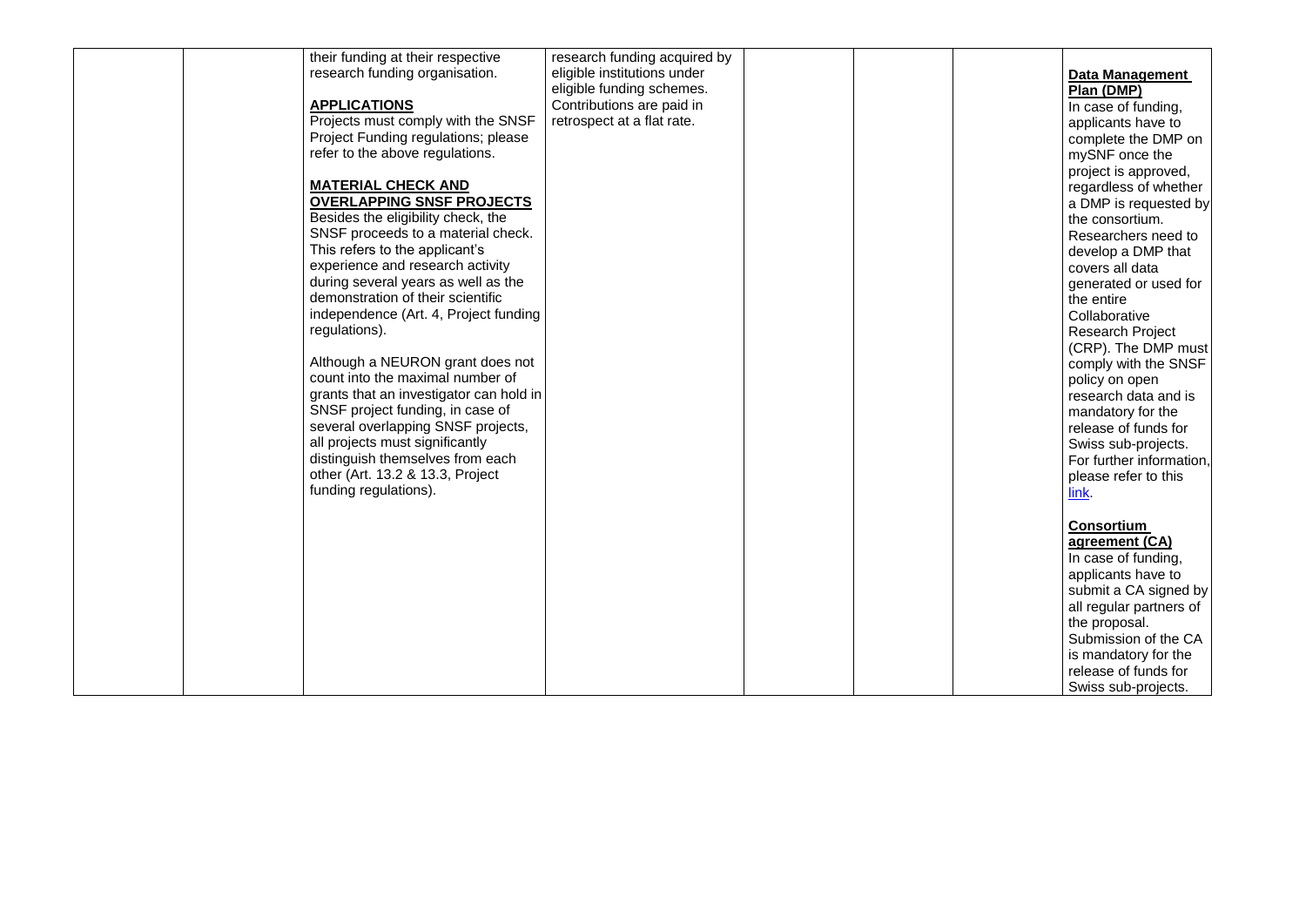| | | | | | | | |
|---|---|---|---|---|---|---|---|
| | | their funding at their respective research funding organisation.<br><br>**APPLICATIONS**<br>Projects must comply with the SNSF Project Funding regulations; please refer to the above regulations.<br><br>**MATERIAL CHECK AND OVERLAPPING SNSF PROJECTS**<br>Besides the eligibility check, the SNSF proceeds to a material check. This refers to the applicant's experience and research activity during several years as well as the demonstration of their scientific independence (Art. 4, Project funding regulations).<br><br>Although a NEURON grant does not count into the maximal number of grants that an investigator can hold in SNSF project funding, in case of several overlapping SNSF projects, all projects must significantly distinguish themselves from each other (Art. 13.2 & 13.3, Project funding regulations). | research funding acquired by eligible institutions under eligible funding schemes. Contributions are paid in retrospect at a flat rate. | | | | **Data Management Plan (DMP)**<br>In case of funding, applicants have to complete the DMP on mySNF once the project is approved, regardless of whether a DMP is requested by the consortium. Researchers need to develop a DMP that covers all data generated or used for the entire Collaborative Research Project (CRP). The DMP must comply with the SNSF policy on open research data and is mandatory for the release of funds for Swiss sub-projects. For further information, please refer to this link.<br><br>**Consortium agreement (CA)**<br>In case of funding, applicants have to submit a CA signed by all regular partners of the proposal. Submission of the CA is mandatory for the release of funds for Swiss sub-projects. |